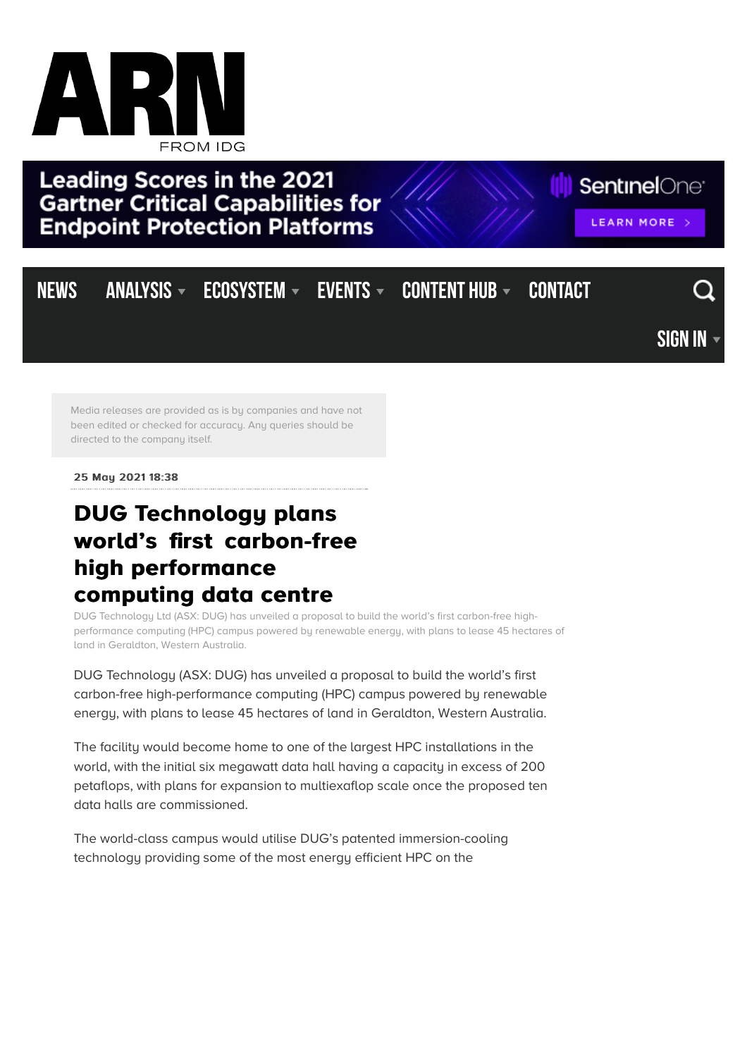Media releases are provided as is by companies and have not been edited or checked for accuracy. Any queries should be directed to the company itself.

25 May 2021 18:38

# DUG Technology plans world's first carbon-free high performance computing data centre

DUG Technology Ltd (ASX: DUG) has unveiled a proposal to build the world's first carbon-free high-performance computing (HPC) campus powered by renewable energy, with plans to lease 45 hectares of land in Geraldton, Western Australia.

DUG Technology (ASX: DUG) has unveiled a proposal to build the world's first carbon-free high-performance computing (HPC) campus powered by renewable energy, with plans to lease 45 hectares of land in Geraldton, Western Australia.

The facility would become home to one of the largest HPC installations in the world, with the initial six megawatt data hall having a capacity in excess of 200 petaflops, with plans for expansion to multiexaflop scale once the proposed ten data halls are commissioned.

The world-class campus would utilise DUG's patented immersion-cooling technology providing some of the most energy efficient HPC on the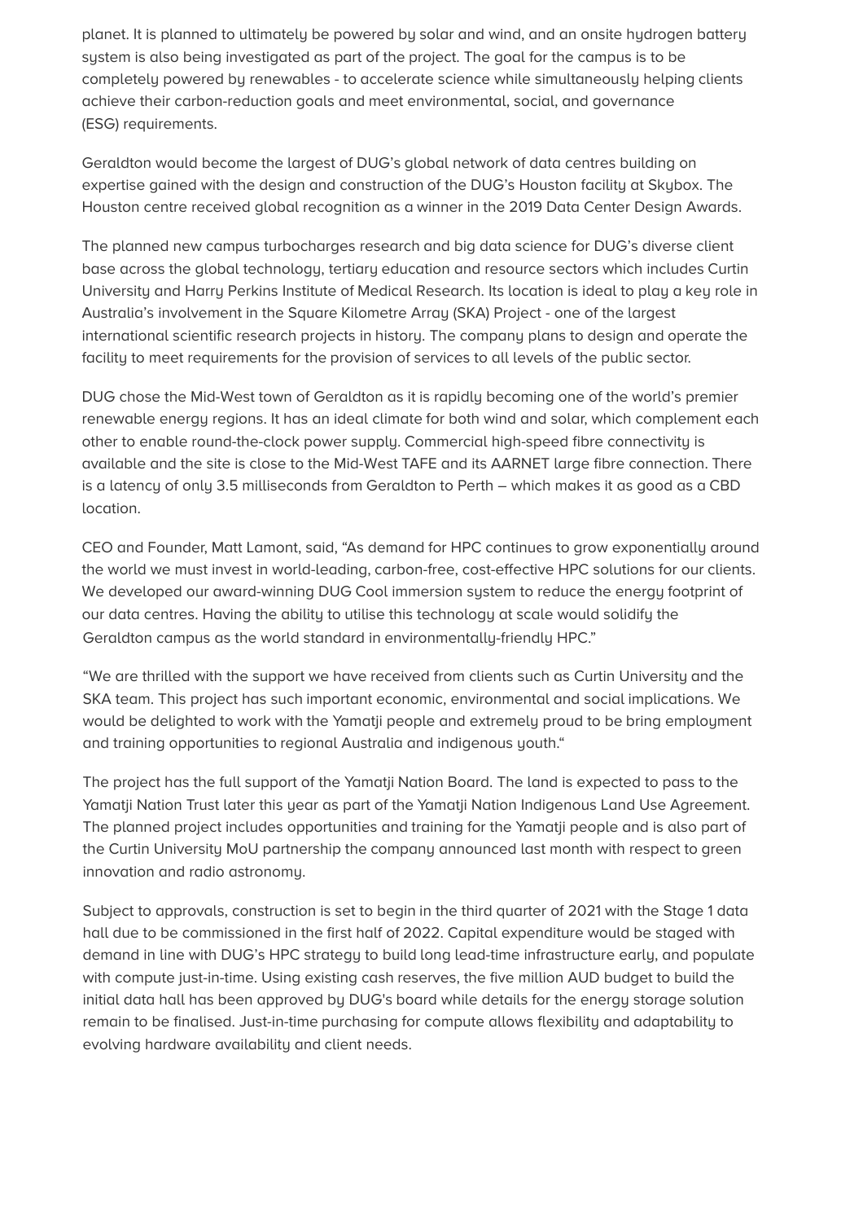planet. It is planned to ultimately be powered by solar and wind, and an onsite hydrogen battery system is also being investigated as part of the project. The goal for the campus is to be completely powered by renewables - to accelerate science while simultaneously helping clients achieve their carbon-reduction goals and meet environmental, social, and governance (ESG) requirements.

Geraldton would become the largest of DUG's global network of data centres building on expertise gained with the design and construction of the DUG's Houston facility at Skybox. The Houston centre received global recognition as a winner in the 2019 Data Center Design Awards.

The planned new campus turbocharges research and big data science for DUG's diverse client base across the global technology, tertiary education and resource sectors which includes Curtin University and Harry Perkins Institute of Medical Research. Its location is ideal to play a key role in Australia's involvement in the Square Kilometre Array (SKA) Project - one of the largest international scientific research projects in history. The company plans to design and operate the facility to meet requirements for the provision of services to all levels of the public sector.

DUG chose the Mid-West town of Geraldton as it is rapidly becoming one of the world's premier renewable energy regions. It has an ideal climate for both wind and solar, which complement each other to enable round-the-clock power supply. Commercial high-speed fibre connectivity is available and the site is close to the Mid-West TAFE and its AARNET large fibre connection. There is a latency of only 3.5 milliseconds from Geraldton to Perth – which makes it as good as a CBD location.

CEO and Founder, Matt Lamont, said, "As demand for HPC continues to grow exponentially around the world we must invest in world-leading, carbon-free, cost-effective HPC solutions for our clients. We developed our award-winning DUG Cool immersion system to reduce the energy footprint of our data centres. Having the ability to utilise this technology at scale would solidify the Geraldton campus as the world standard in environmentally-friendly HPC."

"We are thrilled with the support we have received from clients such as Curtin University and the SKA team. This project has such important economic, environmental and social implications. We would be delighted to work with the Yamatji people and extremely proud to be bring employment and training opportunities to regional Australia and indigenous youth."

The project has the full support of the Yamatji Nation Board. The land is expected to pass to the Yamatji Nation Trust later this year as part of the Yamatji Nation Indigenous Land Use Agreement. The planned project includes opportunities and training for the Yamatji people and is also part of the Curtin University MoU partnership the company announced last month with respect to green innovation and radio astronomy.

Subject to approvals, construction is set to begin in the third quarter of 2021 with the Stage 1 data hall due to be commissioned in the first half of 2022. Capital expenditure would be staged with demand in line with DUG's HPC strategy to build long lead-time infrastructure early, and populate with compute just-in-time. Using existing cash reserves, the five million AUD budget to build the initial data hall has been approved by DUG's board while details for the energy storage solution remain to be finalised. Just-in-time purchasing for compute allows flexibility and adaptability to evolving hardware availability and client needs.